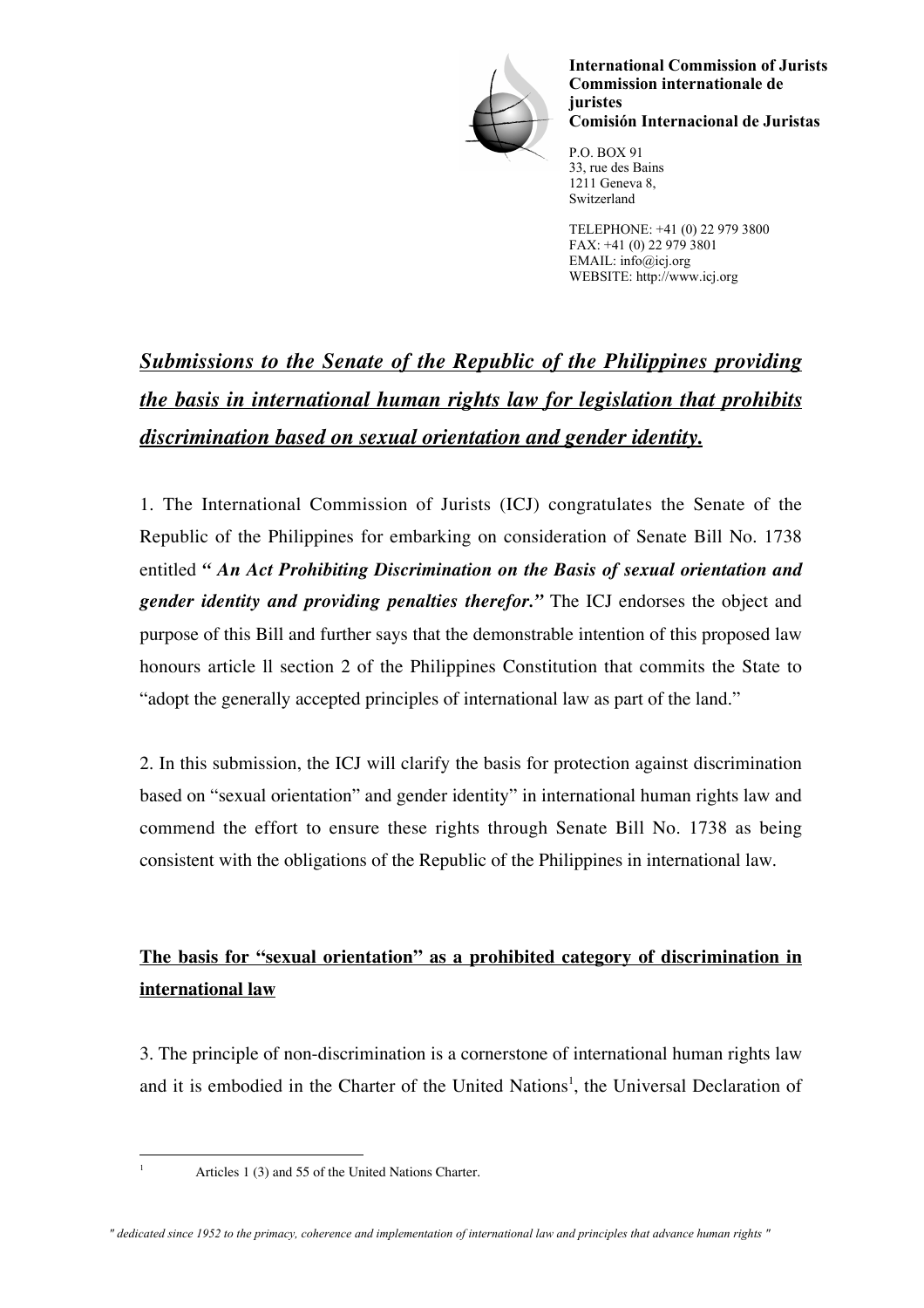**International Commission of Jurists**
**Commission internationale de juristes**
**Comisión Internacional de Juristas**

P.O. BOX 91
33, rue des Bains
1211 Geneva 8,
Switzerland

TELEPHONE: +41 (0) 22 979 3800
FAX: +41 (0) 22 979 3801
EMAIL: info@icj.org
WEBSITE: http://www.icj.org

# ***Submissions to the Senate of the Republic of the Philippines providing the basis in international human rights law for legislation that prohibits discrimination based on sexual orientation and gender identity.***

1. The International Commission of Jurists (ICJ) congratulates the Senate of the Republic of the Philippines for embarking on consideration of Senate Bill No. 1738 entitled ***" An Act Prohibiting Discrimination on the Basis of sexual orientation and gender identity and providing penalties therefor."*** The ICJ endorses the object and purpose of this Bill and further says that the demonstrable intention of this proposed law honours article ll section 2 of the Philippines Constitution that commits the State to "adopt the generally accepted principles of international law as part of the land."

2. In this submission, the ICJ will clarify the basis for protection against discrimination based on "sexual orientation" and gender identity" in international human rights law and commend the effort to ensure these rights through Senate Bill No. 1738 as being consistent with the obligations of the Republic of the Philippines in international law.

## **The basis for "sexual orientation" as a prohibited category of discrimination in international law**

3. The principle of non-discrimination is a cornerstone of international human rights law and it is embodied in the Charter of the United Nations[1], the Universal Declaration of

[1] Articles 1 (3) and 55 of the United Nations Charter.

*" dedicated since 1952 to the primacy, coherence and implementation of international law and principles that advance human rights "*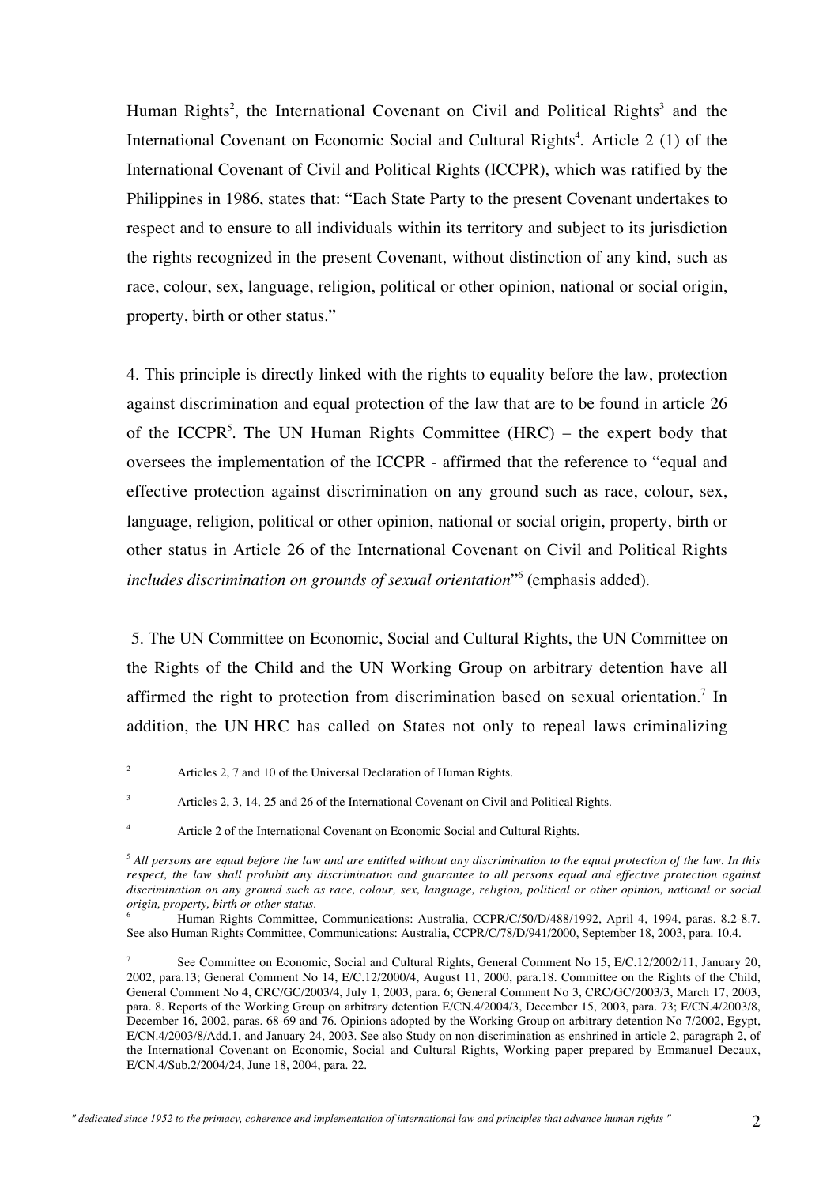Human Rights[2], the International Covenant on Civil and Political Rights[3] and the International Covenant on Economic Social and Cultural Rights[4]. Article 2 (1) of the International Covenant of Civil and Political Rights (ICCPR), which was ratified by the Philippines in 1986, states that: "Each State Party to the present Covenant undertakes to respect and to ensure to all individuals within its territory and subject to its jurisdiction the rights recognized in the present Covenant, without distinction of any kind, such as race, colour, sex, language, religion, political or other opinion, national or social origin, property, birth or other status."

4. This principle is directly linked with the rights to equality before the law, protection against discrimination and equal protection of the law that are to be found in article 26 of the ICCPR[5]. The UN Human Rights Committee (HRC) – the expert body that oversees the implementation of the ICCPR - affirmed that the reference to "equal and effective protection against discrimination on any ground such as race, colour, sex, language, religion, political or other opinion, national or social origin, property, birth or other status in Article 26 of the International Covenant on Civil and Political Rights *includes discrimination on grounds of sexual orientation*"[6] (emphasis added).

5. The UN Committee on Economic, Social and Cultural Rights, the UN Committee on the Rights of the Child and the UN Working Group on arbitrary detention have all affirmed the right to protection from discrimination based on sexual orientation.[7] In addition, the UN HRC has called on States not only to repeal laws criminalizing

---

[2] Articles 2, 7 and 10 of the Universal Declaration of Human Rights.

[3] Articles 2, 3, 14, 25 and 26 of the International Covenant on Civil and Political Rights.

[4] Article 2 of the International Covenant on Economic Social and Cultural Rights.

[5] *All persons are equal before the law and are entitled without any discrimination to the equal protection of the law. In this respect, the law shall prohibit any discrimination and guarantee to all persons equal and effective protection against discrimination on any ground such as race, colour, sex, language, religion, political or other opinion, national or social origin, property, birth or other status.*

[6] Human Rights Committee, Communications: Australia, CCPR/C/50/D/488/1992, April 4, 1994, paras. 8.2-8.7. See also Human Rights Committee, Communications: Australia, CCPR/C/78/D/941/2000, September 18, 2003, para. 10.4.

[7] See Committee on Economic, Social and Cultural Rights, General Comment No 15, E/C.12/2002/11, January 20, 2002, para.13; General Comment No 14, E/C.12/2000/4, August 11, 2000, para.18. Committee on the Rights of the Child, General Comment No 4, CRC/GC/2003/4, July 1, 2003, para. 6; General Comment No 3, CRC/GC/2003/3, March 17, 2003, para. 8. Reports of the Working Group on arbitrary detention E/CN.4/2004/3, December 15, 2003, para. 73; E/CN.4/2003/8, December 16, 2002, paras. 68-69 and 76. Opinions adopted by the Working Group on arbitrary detention No 7/2002, Egypt, E/CN.4/2003/8/Add.1, and January 24, 2003. See also Study on non-discrimination as enshrined in article 2, paragraph 2, of the International Covenant on Economic, Social and Cultural Rights, Working paper prepared by Emmanuel Decaux, E/CN.4/Sub.2/2004/24, June 18, 2004, para. 22.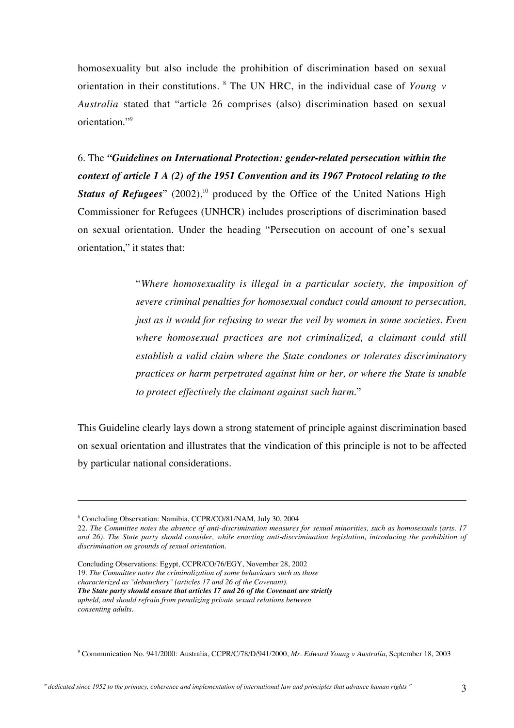homosexuality but also include the prohibition of discrimination based on sexual orientation in their constitutions. [8] The UN HRC, in the individual case of *Young v Australia* stated that "article 26 comprises (also) discrimination based on sexual orientation."[9]

6. The ***"Guidelines on International Protection: gender-related persecution within the context of article 1 A (2) of the 1951 Convention and its 1967 Protocol relating to the Status of Refugees***" (2002),[10] produced by the Office of the United Nations High Commissioner for Refugees (UNHCR) includes proscriptions of discrimination based on sexual orientation. Under the heading "Persecution on account of one's sexual orientation," it states that:

> "*Where homosexuality is illegal in a particular society, the imposition of severe criminal penalties for homosexual conduct could amount to persecution, just as it would for refusing to wear the veil by women in some societies. Even where homosexual practices are not criminalized, a claimant could still establish a valid claim where the State condones or tolerates discriminatory practices or harm perpetrated against him or her, or where the State is unable to protect effectively the claimant against such harm.*"

This Guideline clearly lays down a strong statement of principle against discrimination based on sexual orientation and illustrates that the vindication of this principle is not to be affected by particular national considerations.

---

[8] Concluding Observation: Namibia, CCPR/CO/81/NAM, July 30, 2004

22. *The Committee notes the absence of anti-discrimination measures for sexual minorities, such as homosexuals (arts. 17 and 26). The State party should consider, while enacting anti-discrimination legislation, introducing the prohibition of discrimination on grounds of sexual orientation.*

Concluding Observations: Egypt, CCPR/CO/76/EGY, November 28, 2002
19. *The Committee notes the criminalization of some behaviours such as those characterized as "debauchery" (articles 17 and 26 of the Covenant).*
***The State party should ensure that articles 17 and 26 of the Covenant are strictly*** *upheld, and should refrain from penalizing private sexual relations between consenting adults.*

[9] Communication No. 941/2000: Australia, CCPR/C/78/D/941/2000, *Mr. Edward Young v Australia*, September 18, 2003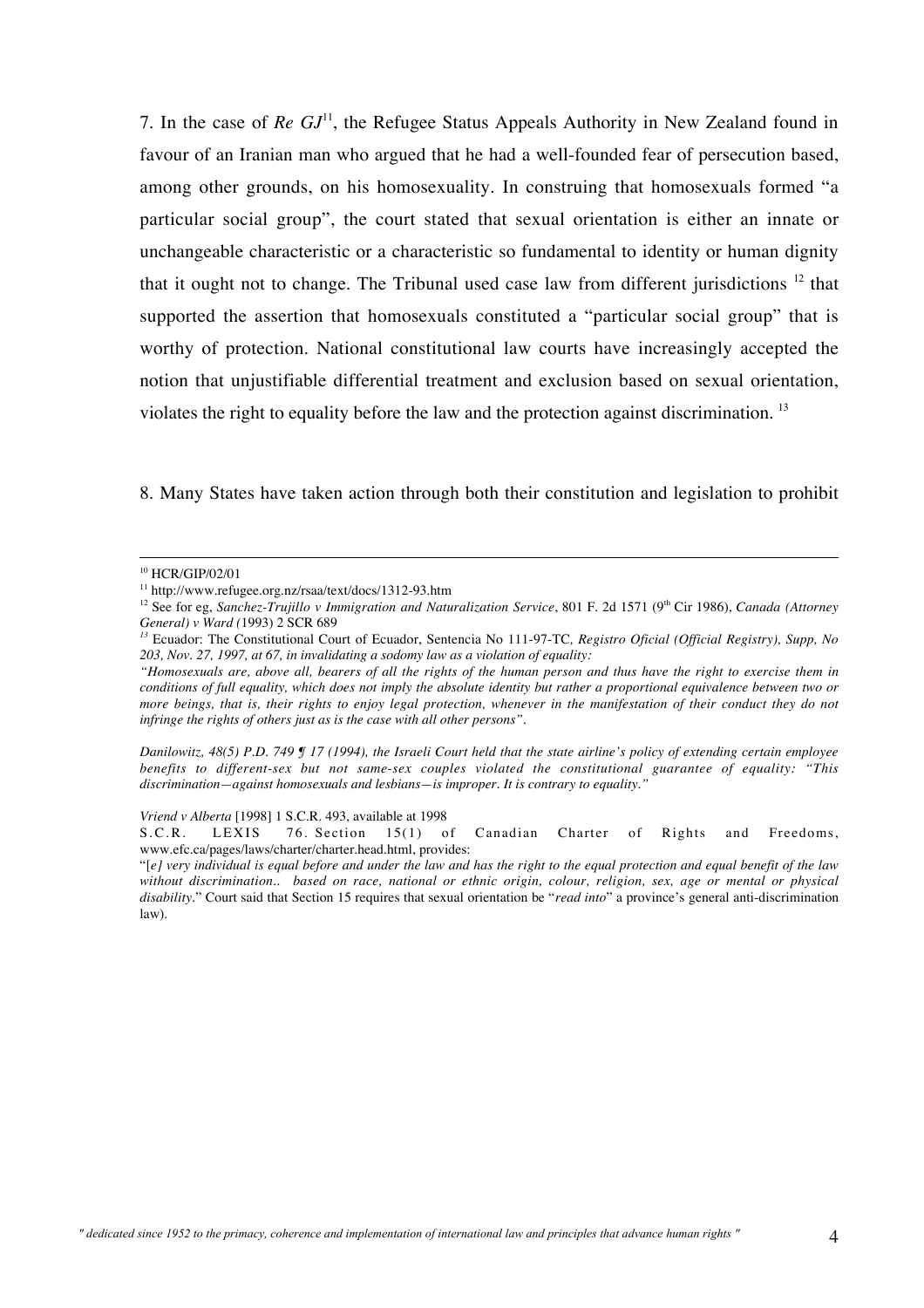7. In the case of *Re GJ*[11], the Refugee Status Appeals Authority in New Zealand found in favour of an Iranian man who argued that he had a well-founded fear of persecution based, among other grounds, on his homosexuality. In construing that homosexuals formed "a particular social group", the court stated that sexual orientation is either an innate or unchangeable characteristic or a characteristic so fundamental to identity or human dignity that it ought not to change. The Tribunal used case law from different jurisdictions [12] that supported the assertion that homosexuals constituted a "particular social group" that is worthy of protection. National constitutional law courts have increasingly accepted the notion that unjustifiable differential treatment and exclusion based on sexual orientation, violates the right to equality before the law and the protection against discrimination. [13]

8. Many States have taken action through both their constitution and legislation to prohibit

---

[10] HCR/GIP/02/01

[11] http://www.refugee.org.nz/rsaa/text/docs/1312-93.htm

[12] See for eg, *Sanchez-Trujillo v Immigration and Naturalization Service*, 801 F. 2d 1571 (9th Cir 1986), *Canada (Attorney General) v Ward (*1993) 2 SCR 689

[13] Ecuador: The Constitutional Court of Ecuador, Sentencia No 111-97-TC*, Registro Oficial (Official Registry), Supp, No 203, Nov. 27, 1997, at 67, in invalidating a sodomy law as a violation of equality:*

*"Homosexuals are, above all, bearers of all the rights of the human person and thus have the right to exercise them in conditions of full equality, which does not imply the absolute identity but rather a proportional equivalence between two or more beings, that is, their rights to enjoy legal protection, whenever in the manifestation of their conduct they do not infringe the rights of others just as is the case with all other persons".*

*Danilowitz, 48(5) P.D. 749 ¶ 17 (1994), the Israeli Court held that the state airline's policy of extending certain employee benefits to different-sex but not same-sex couples violated the constitutional guarantee of equality: "This discrimination—against homosexuals and lesbians—is improper. It is contrary to equality."*

*Vriend v Alberta* [1998] 1 S.C.R. 493, available at 1998 S.C.R. LEXIS 76. Section 15(1) of Canadian Charter of Rights and Freedoms, www.efc.ca/pages/laws/charter/charter.head.html, provides:

"[*e] very individual is equal before and under the law and has the right to the equal protection and equal benefit of the law without discrimination.. based on race, national or ethnic origin, colour, religion, sex, age or mental or physical disability*." Court said that Section 15 requires that sexual orientation be "*read into*" a province's general anti-discrimination law).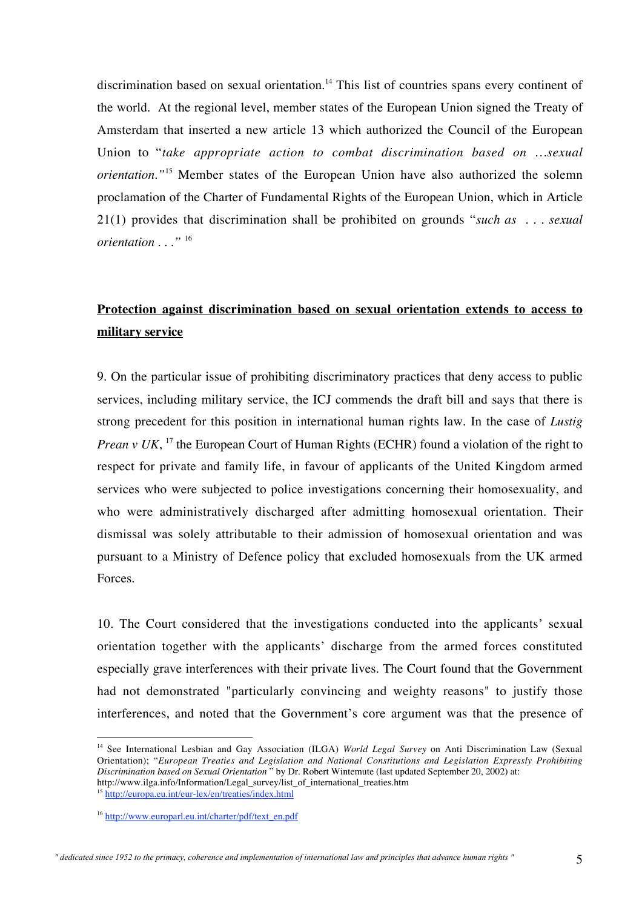discrimination based on sexual orientation.[14] This list of countries spans every continent of the world. At the regional level, member states of the European Union signed the Treaty of Amsterdam that inserted a new article 13 which authorized the Council of the European Union to "*take appropriate action to combat discrimination based on …sexual orientation.*"[15] Member states of the European Union have also authorized the solemn proclamation of the Charter of Fundamental Rights of the European Union, which in Article 21(1) provides that discrimination shall be prohibited on grounds "*such as . . . sexual orientation . . .*" [16]

**<u>Protection against discrimination based on sexual orientation extends to access to military service</u>**

9. On the particular issue of prohibiting discriminatory practices that deny access to public services, including military service, the ICJ commends the draft bill and says that there is strong precedent for this position in international human rights law. In the case of *Lustig Prean v UK*, [17] the European Court of Human Rights (ECHR) found a violation of the right to respect for private and family life, in favour of applicants of the United Kingdom armed services who were subjected to police investigations concerning their homosexuality, and who were administratively discharged after admitting homosexual orientation. Their dismissal was solely attributable to their admission of homosexual orientation and was pursuant to a Ministry of Defence policy that excluded homosexuals from the UK armed Forces.

10. The Court considered that the investigations conducted into the applicants' sexual orientation together with the applicants' discharge from the armed forces constituted especially grave interferences with their private lives. The Court found that the Government had not demonstrated "particularly convincing and weighty reasons" to justify those interferences, and noted that the Government's core argument was that the presence of

---

[14] See International Lesbian and Gay Association (ILGA) *World Legal Survey* on Anti Discrimination Law (Sexual Orientation); "*European Treaties and Legislation and National Constitutions and Legislation Expressly Prohibiting Discrimination based on Sexual Orientation* " by Dr. Robert Wintemute (last updated September 20, 2002) at: http://www.ilga.info/Information/Legal_survey/list_of_international_treaties.htm

[15] http://europa.eu.int/eur-lex/en/treaties/index.html

[16] http://www.europarl.eu.int/charter/pdf/text_en.pdf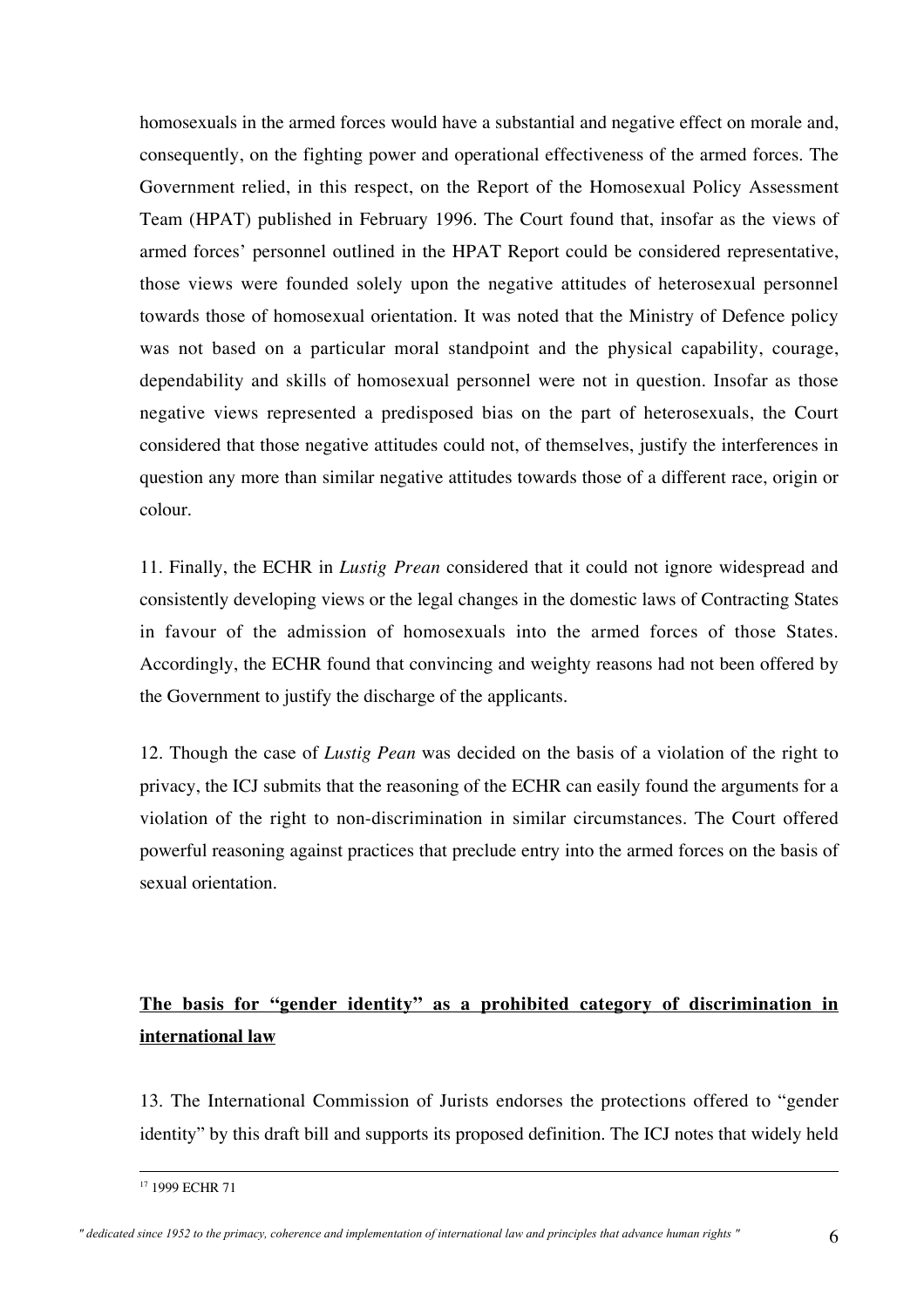homosexuals in the armed forces would have a substantial and negative effect on morale and, consequently, on the fighting power and operational effectiveness of the armed forces. The Government relied, in this respect, on the Report of the Homosexual Policy Assessment Team (HPAT) published in February 1996. The Court found that, insofar as the views of armed forces' personnel outlined in the HPAT Report could be considered representative, those views were founded solely upon the negative attitudes of heterosexual personnel towards those of homosexual orientation. It was noted that the Ministry of Defence policy was not based on a particular moral standpoint and the physical capability, courage, dependability and skills of homosexual personnel were not in question. Insofar as those negative views represented a predisposed bias on the part of heterosexuals, the Court considered that those negative attitudes could not, of themselves, justify the interferences in question any more than similar negative attitudes towards those of a different race, origin or colour.

11. Finally, the ECHR in *Lustig Prean* considered that it could not ignore widespread and consistently developing views or the legal changes in the domestic laws of Contracting States in favour of the admission of homosexuals into the armed forces of those States. Accordingly, the ECHR found that convincing and weighty reasons had not been offered by the Government to justify the discharge of the applicants.

12. Though the case of *Lustig Pean* was decided on the basis of a violation of the right to privacy, the ICJ submits that the reasoning of the ECHR can easily found the arguments for a violation of the right to non-discrimination in similar circumstances. The Court offered powerful reasoning against practices that preclude entry into the armed forces on the basis of sexual orientation.

## **The basis for "gender identity" as a prohibited category of discrimination in international law**

13. The International Commission of Jurists endorses the protections offered to "gender identity" by this draft bill and supports its proposed definition. The ICJ notes that widely held

[17] 1999 ECHR 71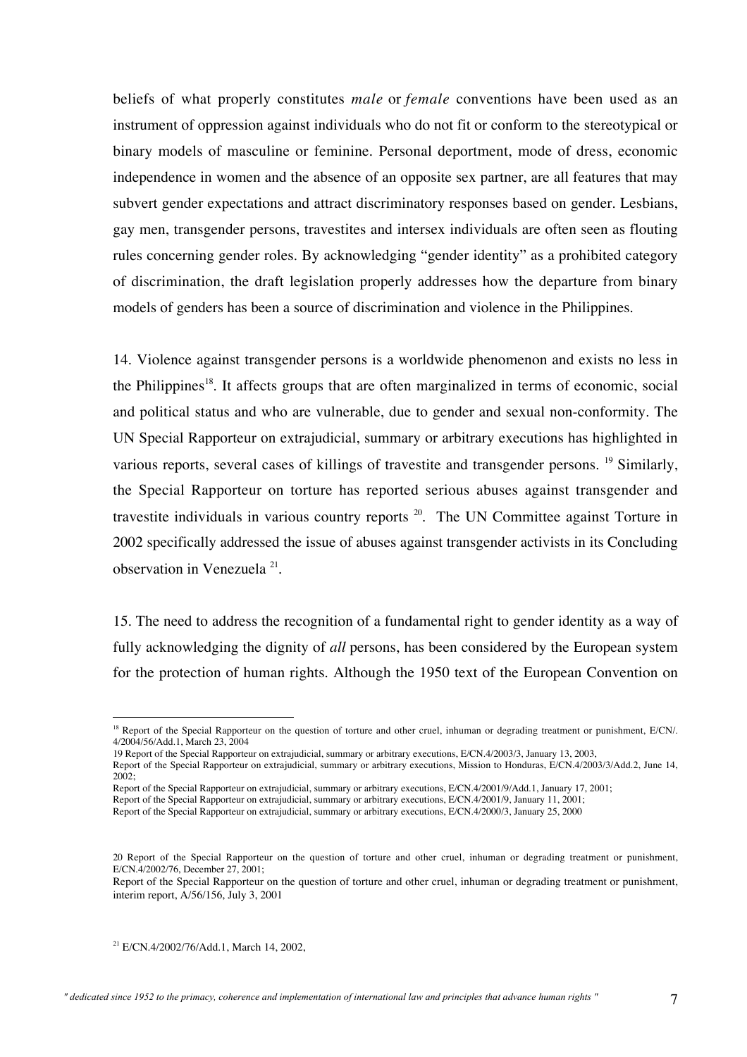beliefs of what properly constitutes *male* or *female* conventions have been used as an instrument of oppression against individuals who do not fit or conform to the stereotypical or binary models of masculine or feminine. Personal deportment, mode of dress, economic independence in women and the absence of an opposite sex partner, are all features that may subvert gender expectations and attract discriminatory responses based on gender. Lesbians, gay men, transgender persons, travestites and intersex individuals are often seen as flouting rules concerning gender roles. By acknowledging "gender identity" as a prohibited category of discrimination, the draft legislation properly addresses how the departure from binary models of genders has been a source of discrimination and violence in the Philippines.

14. Violence against transgender persons is a worldwide phenomenon and exists no less in the Philippines[18]. It affects groups that are often marginalized in terms of economic, social and political status and who are vulnerable, due to gender and sexual non-conformity. The UN Special Rapporteur on extrajudicial, summary or arbitrary executions has highlighted in various reports, several cases of killings of travestite and transgender persons. [19] Similarly, the Special Rapporteur on torture has reported serious abuses against transgender and travestite individuals in various country reports [20]. The UN Committee against Torture in 2002 specifically addressed the issue of abuses against transgender activists in its Concluding observation in Venezuela [21].

15. The need to address the recognition of a fundamental right to gender identity as a way of fully acknowledging the dignity of *all* persons, has been considered by the European system for the protection of human rights. Although the 1950 text of the European Convention on

---

[18] Report of the Special Rapporteur on the question of torture and other cruel, inhuman or degrading treatment or punishment, E/CN/. 4/2004/56/Add.1, March 23, 2004

19 Report of the Special Rapporteur on extrajudicial, summary or arbitrary executions, E/CN.4/2003/3, January 13, 2003,
Report of the Special Rapporteur on extrajudicial, summary or arbitrary executions, Mission to Honduras, E/CN.4/2003/3/Add.2, June 14, 2002;
Report of the Special Rapporteur on extrajudicial, summary or arbitrary executions, E/CN.4/2001/9/Add.1, January 17, 2001;
Report of the Special Rapporteur on extrajudicial, summary or arbitrary executions, E/CN.4/2001/9, January 11, 2001;
Report of the Special Rapporteur on extrajudicial, summary or arbitrary executions, E/CN.4/2000/3, January 25, 2000

20 Report of the Special Rapporteur on the question of torture and other cruel, inhuman or degrading treatment or punishment, E/CN.4/2002/76, December 27, 2001;
Report of the Special Rapporteur on the question of torture and other cruel, inhuman or degrading treatment or punishment, interim report, A/56/156, July 3, 2001

[21] E/CN.4/2002/76/Add.1, March 14, 2002,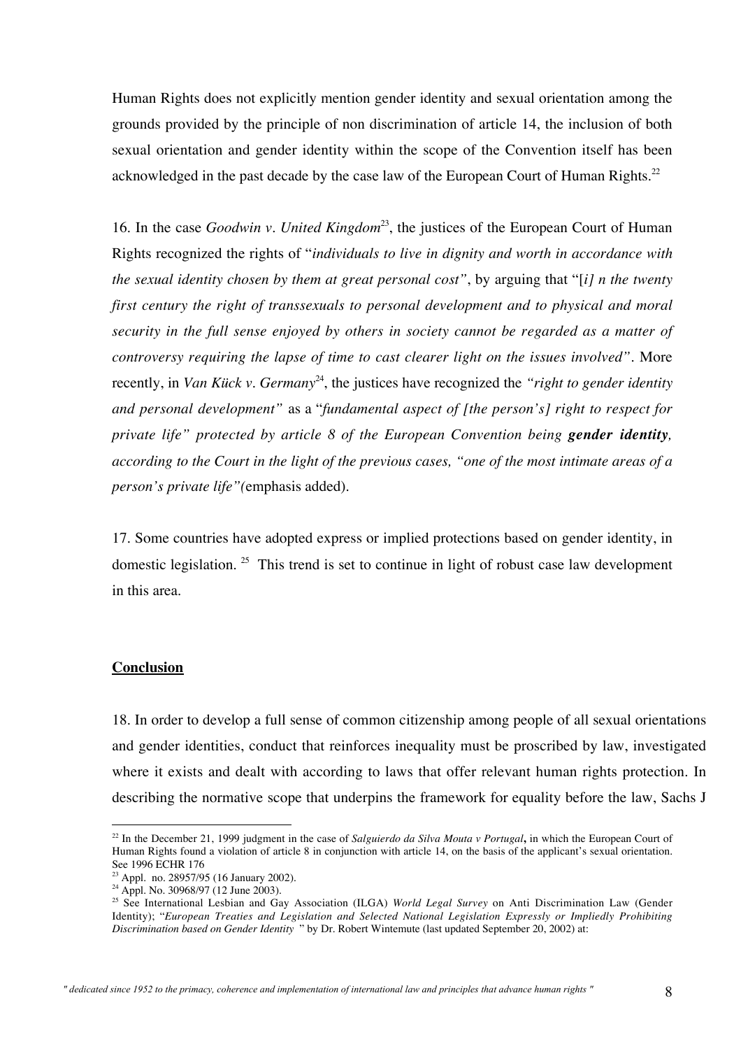Human Rights does not explicitly mention gender identity and sexual orientation among the grounds provided by the principle of non discrimination of article 14, the inclusion of both sexual orientation and gender identity within the scope of the Convention itself has been acknowledged in the past decade by the case law of the European Court of Human Rights.[22]

16. In the case *Goodwin v. United Kingdom*[23], the justices of the European Court of Human Rights recognized the rights of "*individuals to live in dignity and worth in accordance with the sexual identity chosen by them at great personal cost"*, by arguing that "[*i] n the twenty first century the right of transsexuals to personal development and to physical and moral security in the full sense enjoyed by others in society cannot be regarded as a matter of controversy requiring the lapse of time to cast clearer light on the issues involved"*. More recently, in *Van Kück v. Germany*[24], the justices have recognized the *"right to gender identity and personal development"* as a "*fundamental aspect of [the person's] right to respect for private life" protected by article 8 of the European Convention being **gender identity**, according to the Court in the light of the previous cases, "one of the most intimate areas of a person's private life"(*emphasis added).

17. Some countries have adopted express or implied protections based on gender identity, in domestic legislation. [25] This trend is set to continue in light of robust case law development in this area.

**Conclusion**

18. In order to develop a full sense of common citizenship among people of all sexual orientations and gender identities, conduct that reinforces inequality must be proscribed by law, investigated where it exists and dealt with according to laws that offer relevant human rights protection. In describing the normative scope that underpins the framework for equality before the law, Sachs J

---

[22] In the December 21, 1999 judgment in the case of *Salguierdo da Silva Mouta v Portugal***,** in which the European Court of Human Rights found a violation of article 8 in conjunction with article 14, on the basis of the applicant's sexual orientation. See 1996 ECHR 176

[23] Appl. no. 28957/95 (16 January 2002).

[24] Appl. No. 30968/97 (12 June 2003).

[25] See International Lesbian and Gay Association (ILGA) *World Legal Survey* on Anti Discrimination Law (Gender Identity); "*European Treaties and Legislation and Selected National Legislation Expressly or Impliedly Prohibiting Discrimination based on Gender Identity* " by Dr. Robert Wintemute (last updated September 20, 2002) at: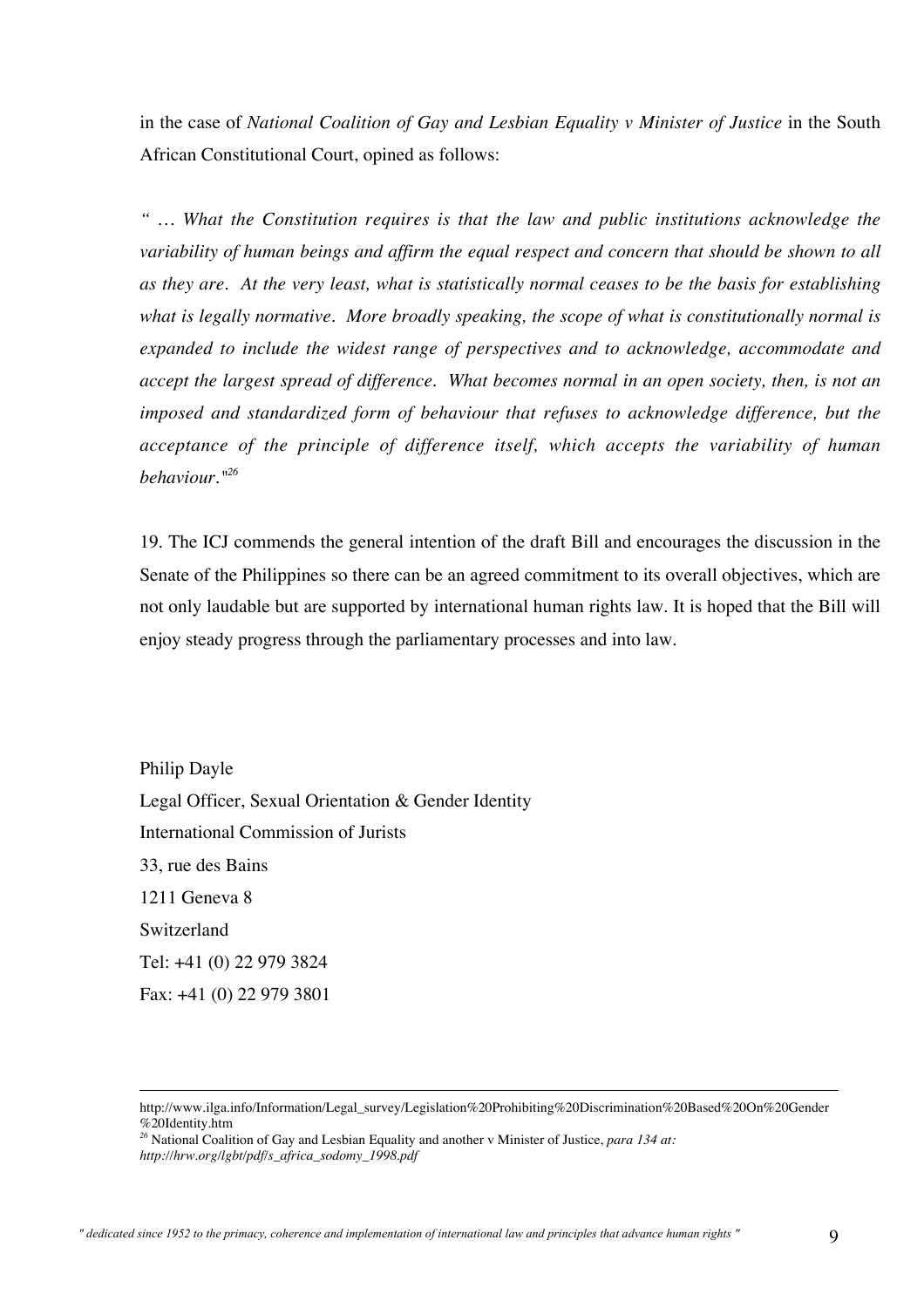in the case of *National Coalition of Gay and Lesbian Equality v Minister of Justice* in the South African Constitutional Court, opined as follows:

*" … What the Constitution requires is that the law and public institutions acknowledge the variability of human beings and affirm the equal respect and concern that should be shown to all as they are. At the very least, what is statistically normal ceases to be the basis for establishing what is legally normative. More broadly speaking, the scope of what is constitutionally normal is expanded to include the widest range of perspectives and to acknowledge, accommodate and accept the largest spread of difference. What becomes normal in an open society, then, is not an imposed and standardized form of behaviour that refuses to acknowledge difference, but the acceptance of the principle of difference itself, which accepts the variability of human behaviour."*[26]

19. The ICJ commends the general intention of the draft Bill and encourages the discussion in the Senate of the Philippines so there can be an agreed commitment to its overall objectives, which are not only laudable but are supported by international human rights law. It is hoped that the Bill will enjoy steady progress through the parliamentary processes and into law.

Philip Dayle
Legal Officer, Sexual Orientation & Gender Identity
International Commission of Jurists
33, rue des Bains
1211 Geneva 8
Switzerland
Tel: +41 (0) 22 979 3824
Fax: +41 (0) 22 979 3801

---

http://www.ilga.info/Information/Legal_survey/Legislation%20Prohibiting%20Discrimination%20Based%20On%20Gender%20Identity.htm

[26] National Coalition of Gay and Lesbian Equality and another v Minister of Justice, *para 134 at: http://hrw.org/lgbt/pdf/s_africa_sodomy_1998.pdf*

*" dedicated since 1952 to the primacy, coherence and implementation of international law and principles that advance human rights "*